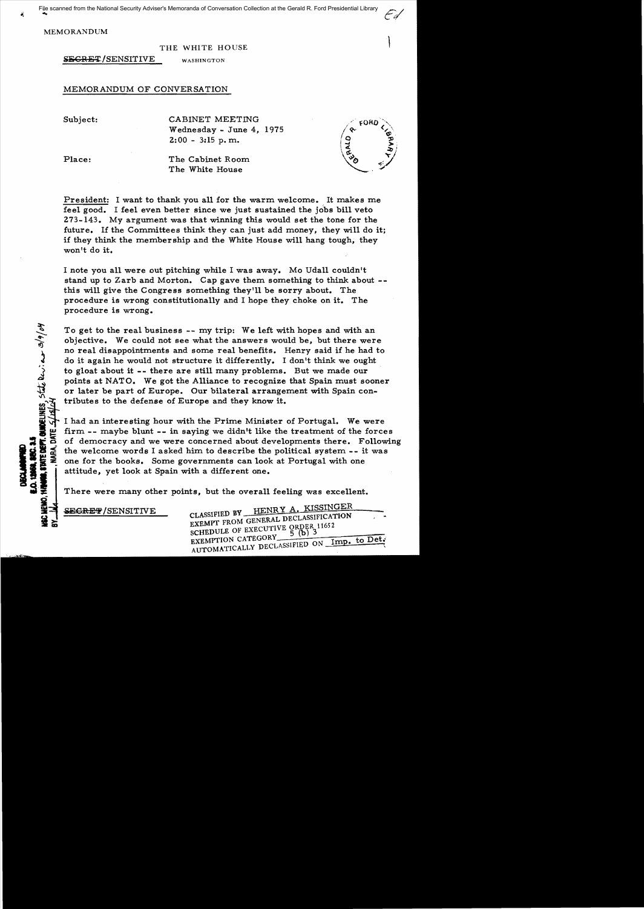MEMORANDUM

THE WHITE HOUSE

~~SECRET~~/SENSITIVE WASHINGTON

MEMORANDUM OF CONVERSATION

Subject: CABINET MEETING
Wednesday - June 4, 1975
2:00 - 3:15 p.m.

Place: The Cabinet Room
The White House

President: I want to thank you all for the warm welcome. It makes me feel good. I feel even better since we just sustained the jobs bill veto 273-143. My argument was that winning this would set the tone for the future. If the Committees think they can just add money, they will do it; if they think the membership and the White House will hang tough, they won't do it.

I note you all were out pitching while I was away. Mo Udall couldn't stand up to Zarb and Morton. Cap gave them something to think about -- this will give the Congress something they'll be sorry about. The procedure is wrong constitutionally and I hope they choke on it. The procedure is wrong.

To get to the real business -- my trip: We left with hopes and with an objective. We could not see what the answers would be, but there were no real disappointments and some real benefits. Henry said if he had to do it again he would not structure it differently. I don't think we ought to gloat about it -- there are still many problems. But we made our points at NATO. We got the Alliance to recognize that Spain must sooner or later be part of Europe. Our bilateral arrangement with Spain contributes to the defense of Europe and they know it.

I had an interesting hour with the Prime Minister of Portugal. We were firm -- maybe blunt -- in saying we didn't like the treatment of the forces of democracy and we were concerned about developments there. Following the welcome words I asked him to describe the political system -- it was one for the books. Some governments can look at Portugal with one attitude, yet look at Spain with a different one.

There were many other points, but the overall feeling was excellent.

~~SECRET~~/SENSITIVE

CLASSIFIED BY HENRY A. KISSINGER
EXEMPT FROM GENERAL DECLASSIFICATION
SCHEDULE OF EXECUTIVE ORDER 11652
EXEMPTION CATEGORY 5 (b) 3
AUTOMATICALLY DECLASSIFIED ON Imp. to Det.

DECLASSIFIED
E.O. 12958, SEC. 3.5
NSC MEMO, 11/24/98, STATE DEPT. GUIDELINES, State Dev. iew 3/9/04
BY ___, NARA, DATE 5/18/04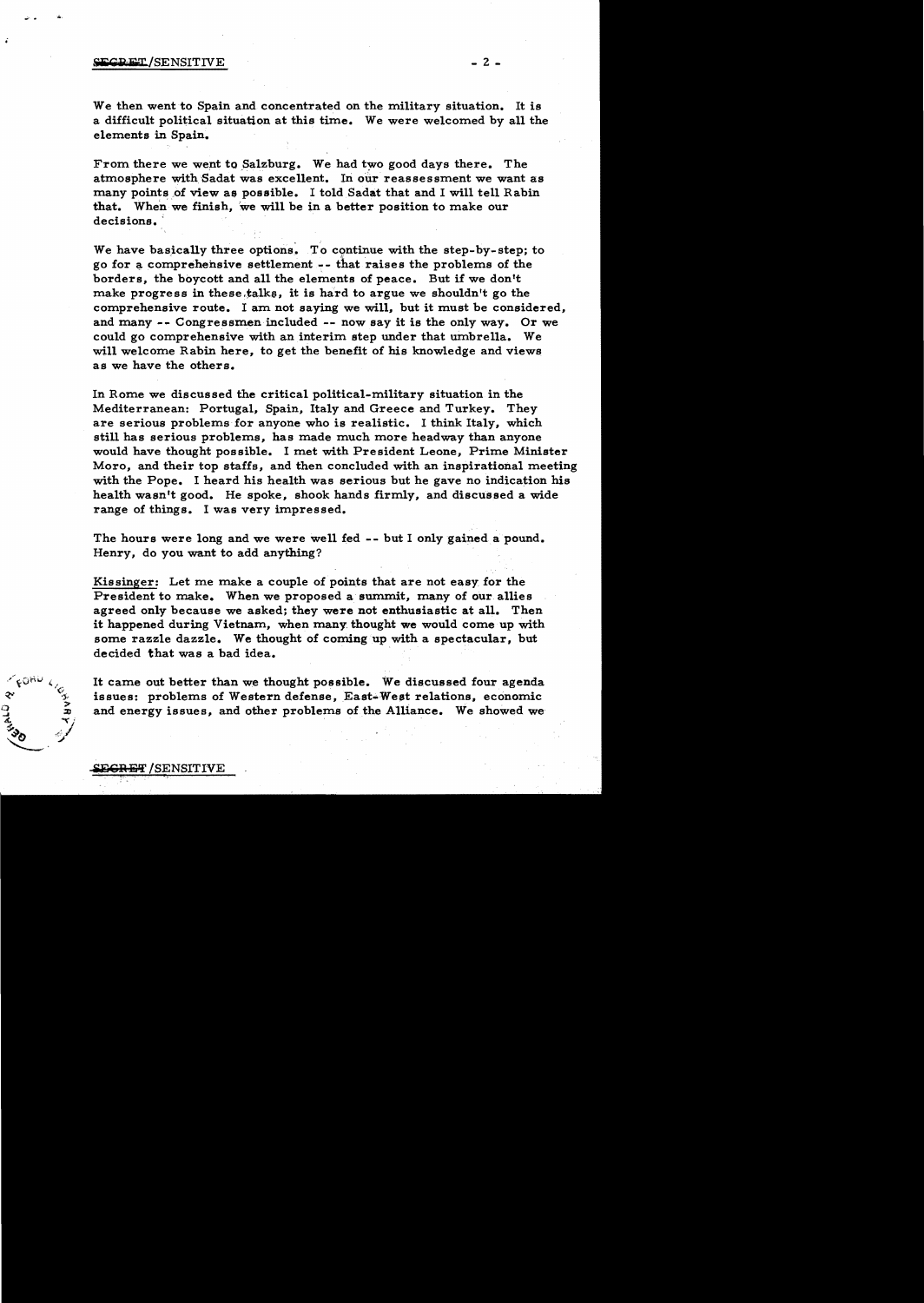We then went to Spain and concentrated on the military situation. It is a difficult political situation at this time. We were welcomed by all the elements in Spain.

From there we went to Salzburg. We had two good days there. The atmosphere with Sadat was excellent. In our reassessment we want as many points of view as possible. I told Sadat that and I will tell Rabin that. When we finish, we will be in a better position to make our decisions.

We have basically three options. To continue with the step-by-step; to go for a comprehensive settlement -- that raises the problems of the borders, the boycott and all the elements of peace. But if we don't make progress in these talks, it is hard to argue we shouldn't go the comprehensive route. I am not saying we will, but it must be considered, and many -- Congressmen included -- now say it is the only way. Or we could go comprehensive with an interim step under that umbrella. We will welcome Rabin here, to get the benefit of his knowledge and views as we have the others.

In Rome we discussed the critical political-military situation in the Mediterranean: Portugal, Spain, Italy and Greece and Turkey. They are serious problems for anyone who is realistic. I think Italy, which still has serious problems, has made much more headway than anyone would have thought possible. I met with President Leone, Prime Minister Moro, and their top staffs, and then concluded with an inspirational meeting with the Pope. I heard his health was serious but he gave no indication his health wasn't good. He spoke, shook hands firmly, and discussed a wide range of things. I was very impressed.

The hours were long and we were well fed -- but I only gained a pound. Henry, do you want to add anything?

Kissinger: Let me make a couple of points that are not easy for the President to make. When we proposed a summit, many of our allies agreed only because we asked; they were not enthusiastic at all. Then it happened during Vietnam, when many thought we would come up with some razzle dazzle. We thought of coming up with a spectacular, but decided that was a bad idea.

It came out better than we thought possible. We discussed four agenda issues: problems of Western defense, East-West relations, economic and energy issues, and other problems of the Alliance. We showed we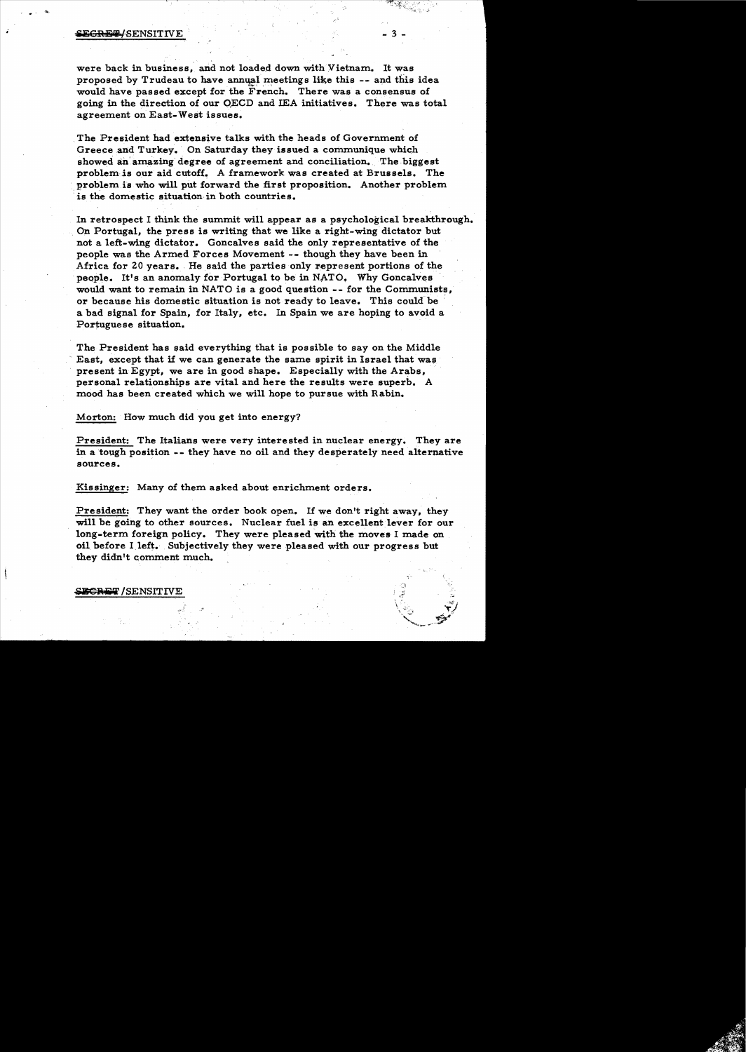were back in business, and not loaded down with Vietnam. It was proposed by Trudeau to have annual meetings like this -- and this idea would have passed except for the French. There was a consensus of going in the direction of our OECD and IEA initiatives. There was total agreement on East-West issues.

The President had extensive talks with the heads of Government of Greece and Turkey. On Saturday they issued a communique which showed an amazing degree of agreement and conciliation. The biggest problem is our aid cutoff. A framework was created at Brussels. The problem is who will put forward the first proposition. Another problem is the domestic situation in both countries.

In retrospect I think the summit will appear as a psychological breakthrough. On Portugal, the press is writing that we like a right-wing dictator but not a left-wing dictator. Goncalves said the only representative of the people was the Armed Forces Movement -- though they have been in Africa for 20 years. He said the parties only represent portions of the people. It's an anomaly for Portugal to be in NATO. Why Goncalves would want to remain in NATO is a good question -- for the Communists, or because his domestic situation is not ready to leave. This could be a bad signal for Spain, for Italy, etc. In Spain we are hoping to avoid a Portuguese situation.

The President has said everything that is possible to say on the Middle East, except that if we can generate the same spirit in Israel that was present in Egypt, we are in good shape. Especially with the Arabs, personal relationships are vital and here the results were superb. A mood has been created which we will hope to pursue with Rabin.

Morton: How much did you get into energy?

President: The Italians were very interested in nuclear energy. They are in a tough position -- they have no oil and they desperately need alternative sources.

Kissinger: Many of them asked about enrichment orders.

President: They want the order book open. If we don't right away, they will be going to other sources. Nuclear fuel is an excellent lever for our long-term foreign policy. They were pleased with the moves I made on oil before I left. Subjectively they were pleased with our progress but they didn't comment much.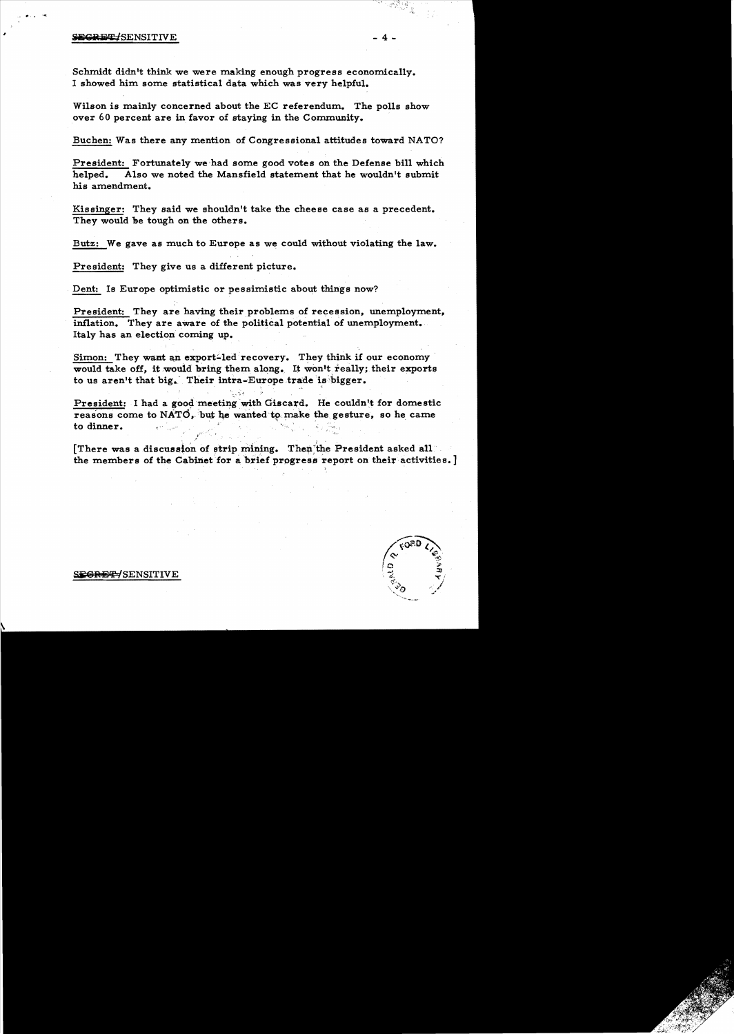Schmidt didn't think we were making enough progress economically. I showed him some statistical data which was very helpful.

Wilson is mainly concerned about the EC referendum. The polls show over 60 percent are in favor of staying in the Community.

Buchen: Was there any mention of Congressional attitudes toward NATO?

President: Fortunately we had some good votes on the Defense bill which helped. Also we noted the Mansfield statement that he wouldn't submit his amendment.

Kissinger: They said we shouldn't take the cheese case as a precedent. They would be tough on the others.

Butz: We gave as much to Europe as we could without violating the law.

President: They give us a different picture.

Dent: Is Europe optimistic or pessimistic about things now?

President: They are having their problems of recession, unemployment, inflation. They are aware of the political potential of unemployment. Italy has an election coming up.

Simon: They want an export-led recovery. They think if our economy would take off, it would bring them along. It won't really; their exports to us aren't that big. Their intra-Europe trade is bigger.

President: I had a good meeting with Giscard. He couldn't for domestic reasons come to NATO, but he wanted to make the gesture, so he came to dinner.

[There was a discussion of strip mining. Then the President asked all the members of the Cabinet for a brief progress report on their activities.]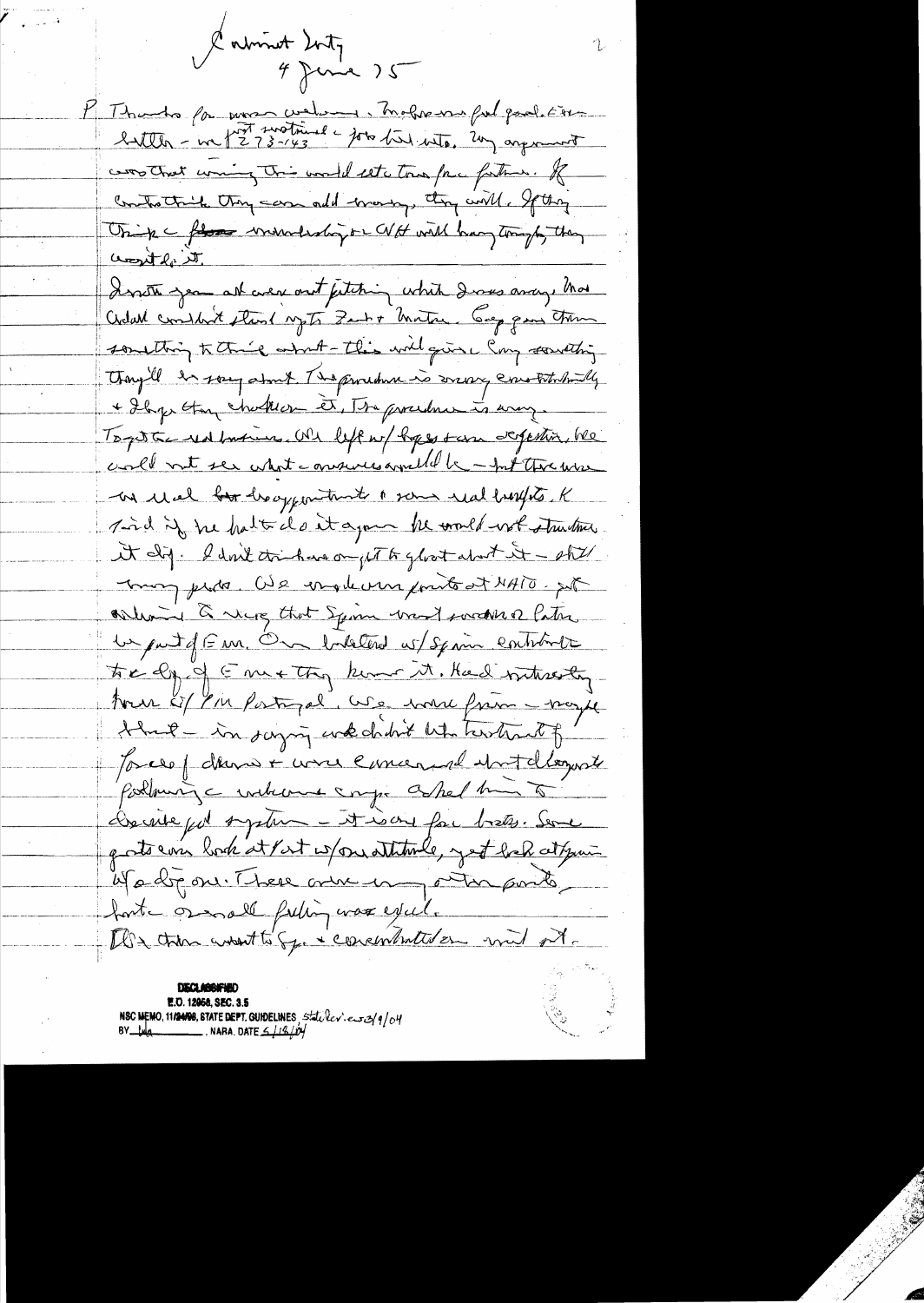Cabinet Mtg
4 June 75

P Thanks for warm welcome. Makes me feel good. First battle – we lost sustained 273-143 for trade bill veto. My argument was that winning this would set the tone for future. If Congress think they can add money, they will. If they think a firm uncompromising NH will hang tough, they won't do it.

I note you all were out pitching while I was away. Mac Ardell couldn't stand up to Jack & Martin. Beg you them something to think about – this will give a Cong something they'll be sorry about. The procedure is wrong constitutionally & I hope they challenge it. The procedure is wrong.

To get to real business. We left w/ hopes & some skepticism. We could not see what answers would be – but there were no real big disappointments & some real benefits. K said if he had to do it again he would not structure it diff. I don't think anyone got to gloat about it – still many probs. We made our points at NATO – got nothing to say that Spain must some day be part of Eur. Our bilateral w/ Spain contributed to the dg of Eur & they know it. Had interesting tour d/ PM Portugal. We were frank – maybe blunt – in saying we didn't like territory of forces of democracy & were concerned about allegiance following a unknown coup. Asked him to describe pol system – it was one for beets. Some got a more look at Port w/ our attitude, yet left it open w/ a dig one. There are many other points, but overall feeling was good.

We then went to Spa & concentrated on mil pt.

**DECLASSIFIED**
E.O. 12958, SEC. 3.5
NSC MEMO, 11/24/98, STATE DEPT. GUIDELINES State Rev. 3/9/04
BY dal NARA, DATE 5/18/04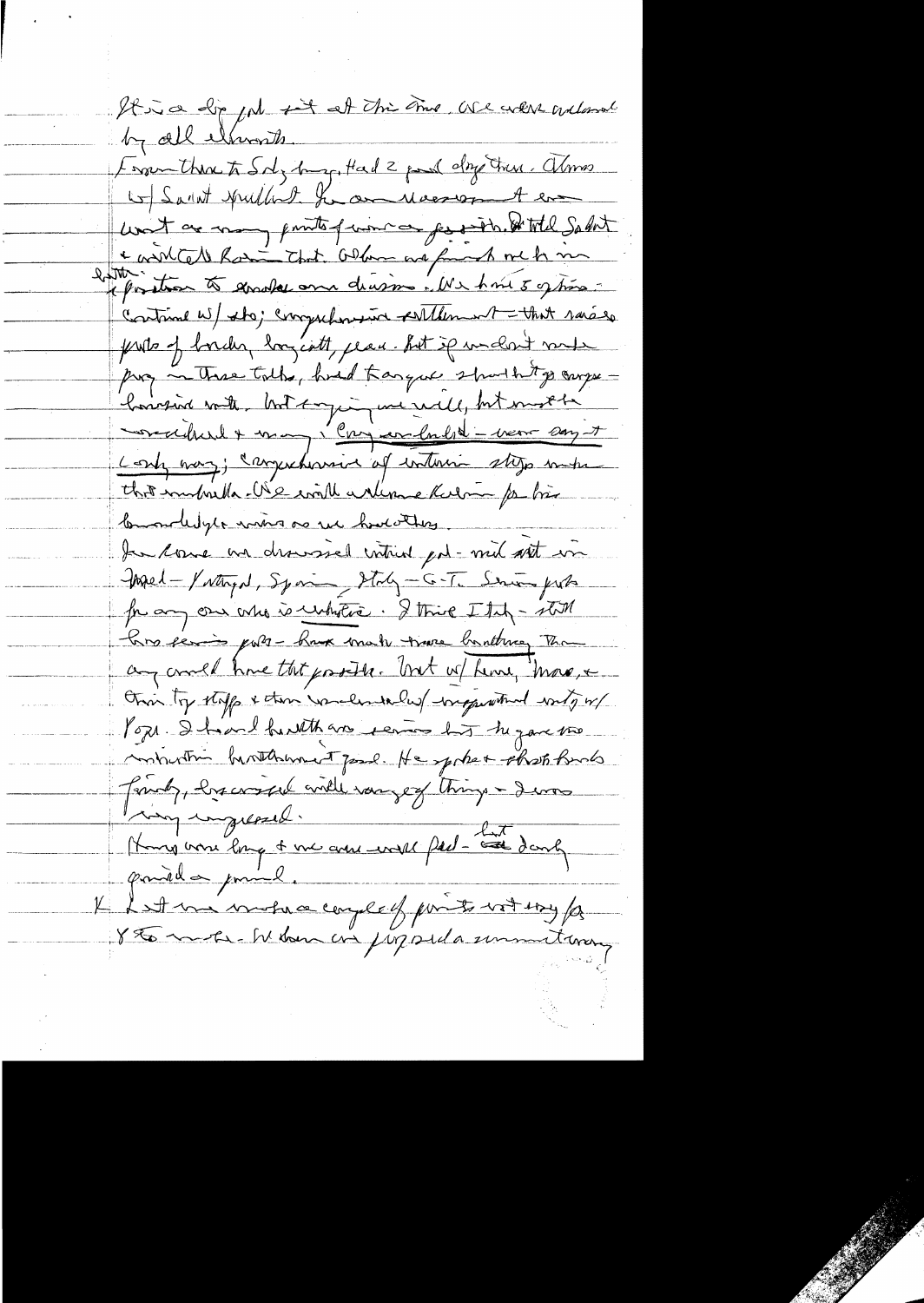It is a big job but at this time we were welcomed
by all elements.

From there to Salzburg. Had 2 good days there. Alone
w/ Sadat yesterday. He an unusual man. A ...
went over many points for ... for ... He told Sadat
& ... that. ... and ... in
better position to ... our decisions. We had 3 options -
continue w/ step; comprehensive settlement - that raises
problems of borders, boycott, peace. But if we don't make
progress in these talks, had Europe should go comprehensive
... but ... will, but must be
... & ... - never say it
only way; comprehensive of interim steps under
that umbrella. We will welcome Rabin for his
knowledge ... as we have others.

In Rome we discussed critical problems in
Med - Portugal, Spain, Italy - G.T. ... for
for any one who is ... I think Italy - still
has serious problems - ... make ... ... The
... could have that problem. But w/ Leone, Moro, ...
... top staff & ... w/ ... w/
Pope. I ... he ... but he gave the
... He spoke & ... ...
... things - I was
very impressed.

Home was long & we are well ... but I only
... a ...

K Let me make a couple of points - not ... for
... - ...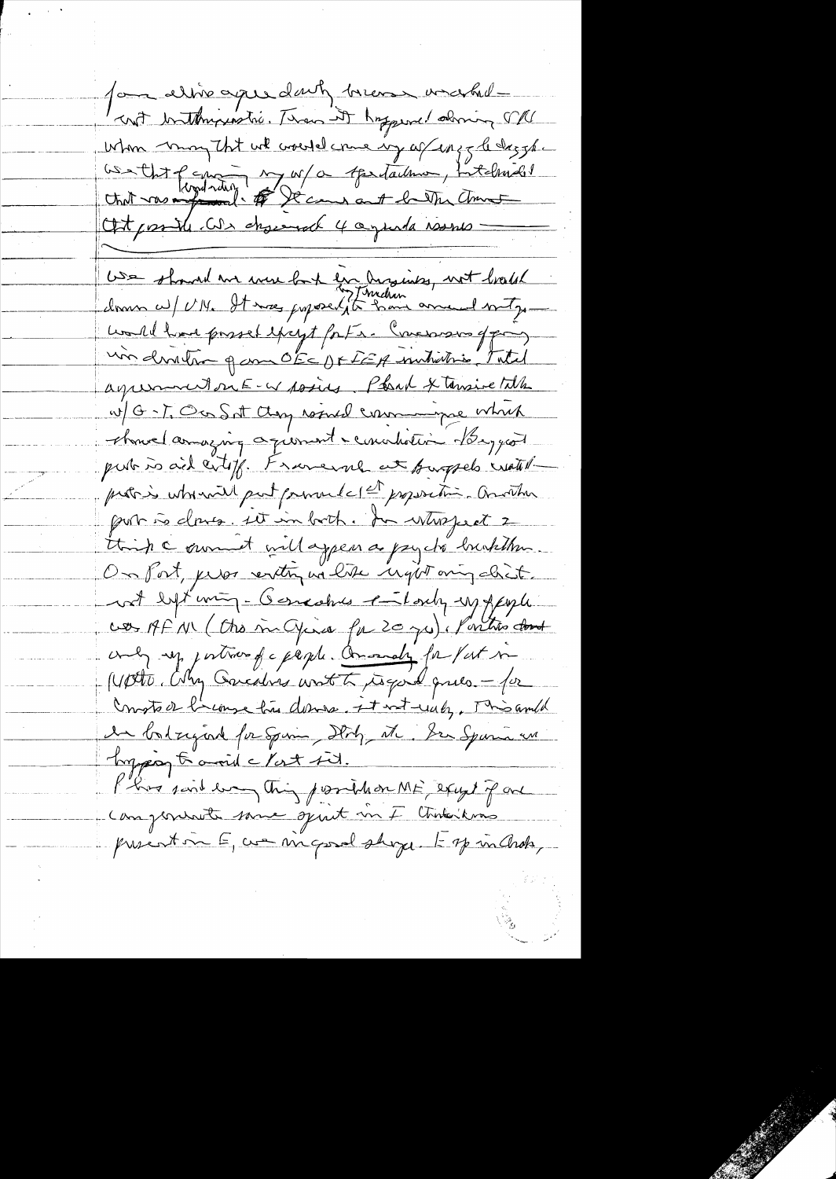Fam also agree daily because unrehearsed — not unenthusiastic. Trans it happened during SALT when many thought we would come up w/ easy breakthrough. We that of coming up w/ a Agreed position, both at what was expected. It came out better than at that point. We discussed 4 agenda issues —

We should not move back on business, not bogged down w/ UN. It was proposed by Trudeau to have annual mtg — would have passed except for Fr. Conversions of going un direction of am OEC or IEA initiative. Total agreement on E-W issues. Blunt & tensive talk w/ G-T. Our Sec't they issued communique which showed amazing agreement & conviction. Biggest prob is aid cutoff. Framework at Brussels until — patrs which will put forward 1st proposition. Another prob is doves. We in both. In retrospect I think the summit will appear a psycho breakthrough. On Port, we are waiting until like night only chat. not left wing - Gonzalves is only left wing people was AFM (Ctrs in Africa for 20 yrs). Portuguese don't only of portion of the people. Anomaly for Port in NATO. Why Gonzalves want to do good guide — for Constr or because his doves. It not easy. This would be bad signal for Spain, Italy, etc. In Spain we happy to avoid a Port sit.

P has said long thing possible on ME, except if one can generate some spirit in F. Conditions present in E, we in good shape. E up in Arab,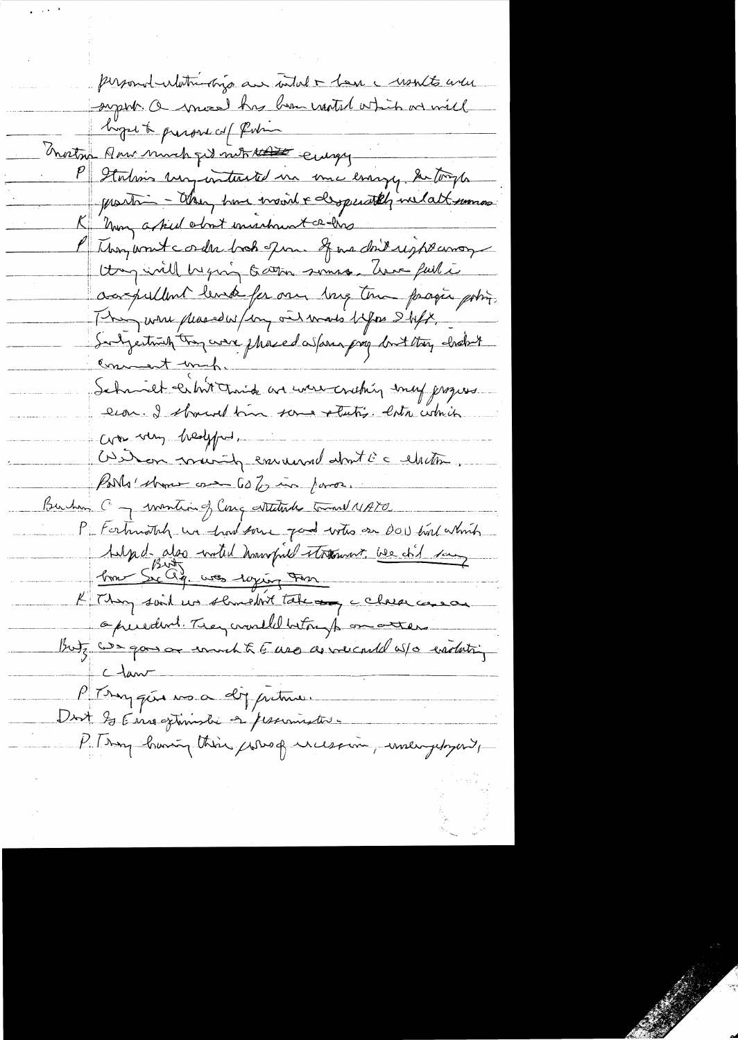personal relationships are vital & learn c results were superb. a mood has been created which we will hope to preserve & [illegible]

Morton How much got into ~~[illegible]~~ energy

P Italians very interested in our energy. Re [illegible] position – they have moved & desperately need alt. sources

K Many asked about investment [illegible]

P They want c order back of [illegible]. If we don't [illegible] [illegible] they will be going to other sources. There [illegible] [illegible] excellent [illegible] for our long term foreign policy. They were pleased w/ my visit more before I left. Subjectively they were pleased w/ [illegible] but they don't [illegible] [illegible].

Schmidt ~~[illegible]~~ [illegible] we were [illegible] [illegible] progress [illegible]. I showed him some statistics [illegible] which were very helpful.

Wilson mainly concerned about the election.

Polls' show over 60% in favor.

Buchen C [illegible] of Cong attitude toward NATO

P Fortunately we had some good votes on DOD bill which helped also voted [illegible] [illegible]. We did [illegible] [illegible] Sec Ag. was [illegible] [illegible]

*But*

K They said we shouldn't take ~~[illegible]~~ c [illegible] [illegible] a precedent. They would betray [illegible] [illegible]

Butz We gave as much to E [illegible] as we could w/o violating c law

P They gave us a dif picture.

Dent Is E [illegible] optimistic or pessimistic.

P They have their problems recession, unemployment,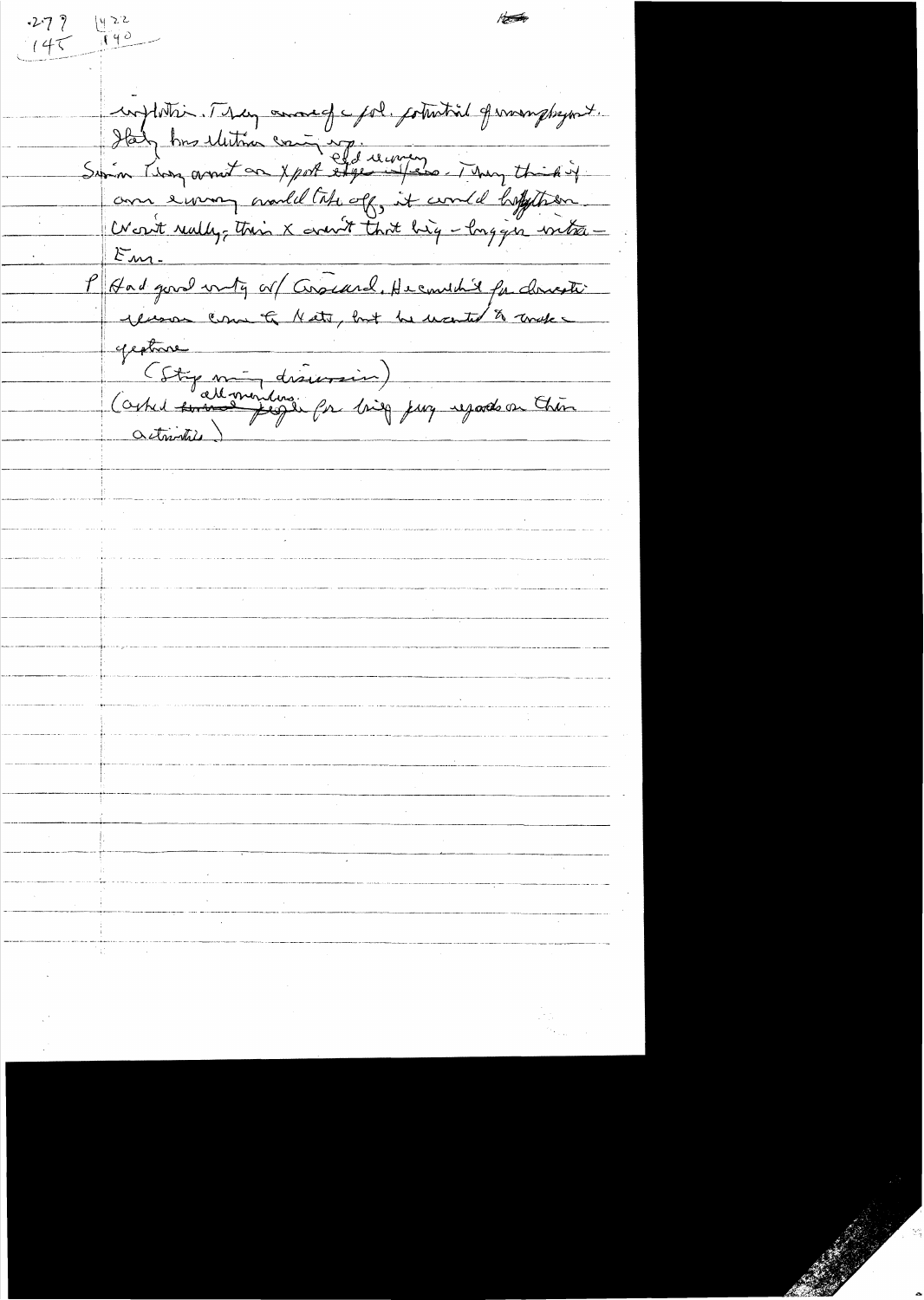·27? 1422
145 140

inflation. They are aware of pol. potential of unemployment.
Italy has election coming up.
Simon They are not on Xport edge—end recovery—Japan. They think if our economy could take off, it would help them.
Won't really, their X aren't that big—bigger intra-Eur.

P Had good mtg w/ Giscard. He couldn't for domestic reasons come to Natl, but he wanted to make gesture.
(Stop ming discussion)
(Asked all members for long-Pers regards on this activity.)